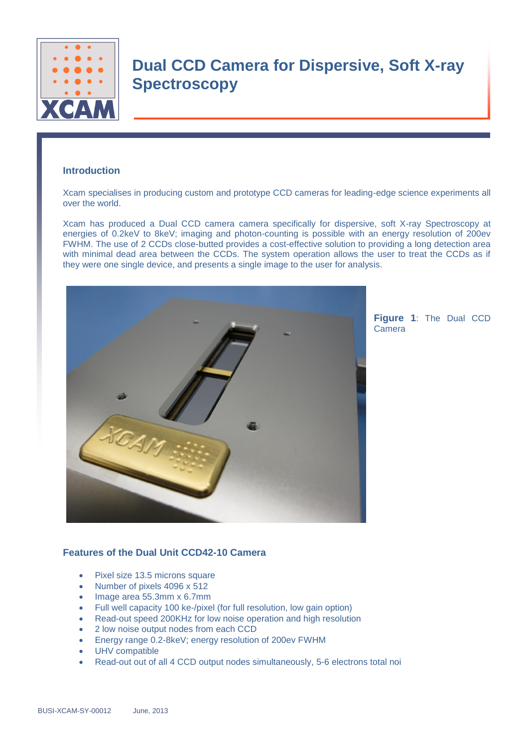# Dual CCD Camera for Dispersive, Soft X-ray Spectroscopy

## Introduction

Xcam specialises in producing custom and prototype CCD cameras for leading-edge science experiments all over the world.

Xcam has produced a Dual CCD camera camera specifically for dispersive, soft X-ray Spectroscopy at energies of 0.2keV to 8keV; imaging and photon-counting is possible with an energy resolution of 200ev FWHM. The use of 2 CCDs close-butted provides a cost-effective solution to providing a long detection area with minimal dead area between the CCDs. The system operation allows the user to treat the CCDs as if they were one single device, and presents a single image to the user for analysis.

**Figure 1**: The Dual CCD Camera

## Features of the Dual Unit CCD42-10 Camera

- Pixel size 13.5 microns square
- Number of pixels 4096 x 512
- Image area 55.3mm x 6.7mm
- Full well capacity 100 ke-/pixel (for full resolution, low gain option)
- Read-out speed 200KHz for low noise operation and high resolution
- 2 low noise output nodes from each CCD
- Energy range 0.2-8keV; energy resolution of 200ev FWHM
- UHV compatible
- Read-out out of all 4 CCD output nodes simultaneously, 5-6 electrons total noi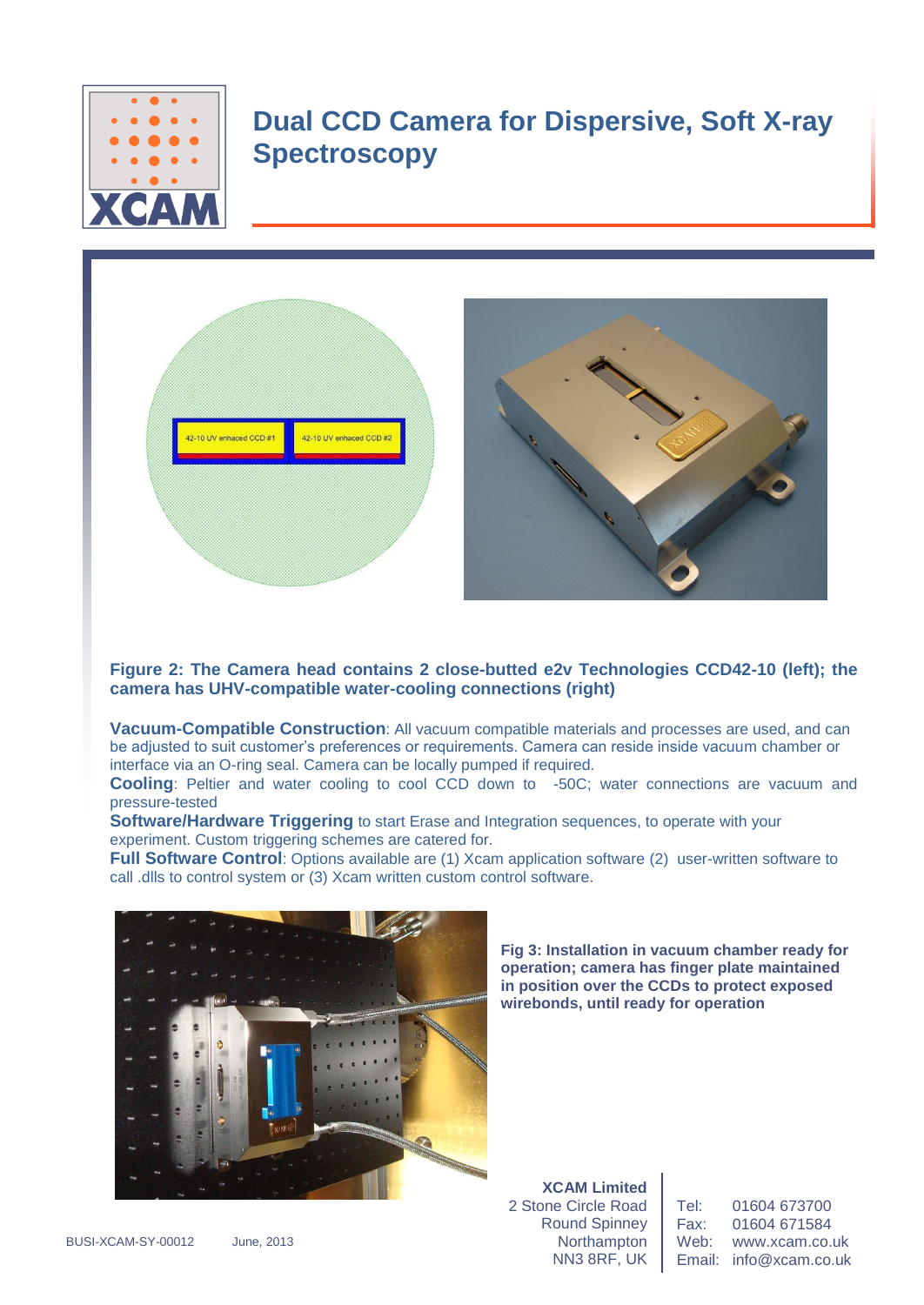# Dual CCD Camera for Dispersive, Soft X-ray Spectroscopy

42-10 UV enhaced CCD #1

42-10 UV enhaced CCD #2

**Figure 2: The Camera head contains 2 close-butted e2v Technologies CCD42-10 (left); the camera has UHV-compatible water-cooling connections (right)**

**Vacuum-Compatible Construction**: All vacuum compatible materials and processes are used, and can be adjusted to suit customer's preferences or requirements. Camera can reside inside vacuum chamber or interface via an O-ring seal. Camera can be locally pumped if required.

**Cooling**: Peltier and water cooling to cool CCD down to -50C; water connections are vacuum and pressure-tested

**Software/Hardware Triggering** to start Erase and Integration sequences, to operate with your experiment. Custom triggering schemes are catered for.

**Full Software Control**: Options available are (1) Xcam application software (2) user-written software to call .dlls to control system or (3) Xcam written custom control software.

**Fig 3: Installation in vacuum chamber ready for operation; camera has finger plate maintained in position over the CCDs to protect exposed wirebonds, until ready for operation**

**XCAM Limited**
2 Stone Circle Road
Round Spinney
Northampton
NN3 8RF, UK

Tel: 01604 673700
Fax: 01604 671584
Web: www.xcam.co.uk
Email: info@xcam.co.uk

BUSI-XCAM-SY-00012 June, 2013